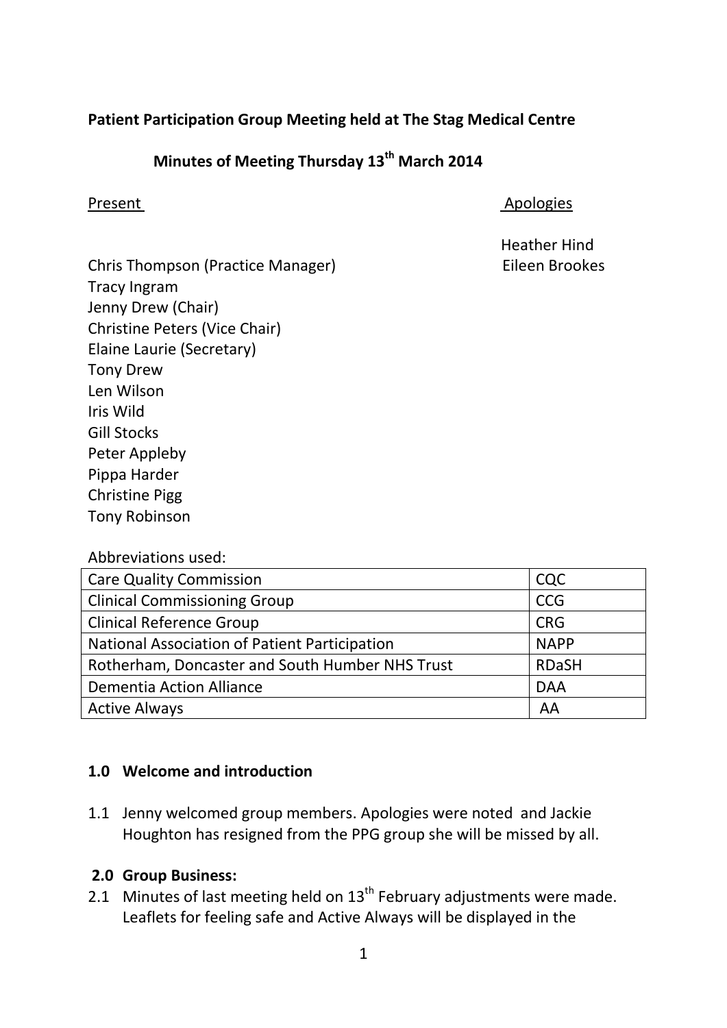**Patient Participation Group Meeting held at The Stag Medical Centre**

**Minutes of Meeting Thursday 13th March 2014**

Present

Chris Thompson (Practice Manager)
Tracy Ingram
Jenny Drew (Chair)
Christine Peters (Vice Chair)
Elaine Laurie (Secretary)
Tony Drew
Len Wilson
Iris Wild
Gill Stocks
Peter Appleby
Pippa Harder
Christine Pigg
Tony Robinson

Apologies

Heather Hind
Eileen Brookes

Abbreviations used:

| | |
|---|---|
| Care Quality Commission | CQC |
| Clinical Commissioning Group | CCG |
| Clinical Reference Group | CRG |
| National Association of Patient Participation | NAPP |
| Rotherham, Doncaster and South Humber NHS Trust | RDaSH |
| Dementia Action Alliance | DAA |
| Active Always | AA |

**1.0 Welcome and introduction**

1.1 Jenny welcomed group members. Apologies were noted and Jackie Houghton has resigned from the PPG group she will be missed by all.

**2.0 Group Business:**

2.1 Minutes of last meeting held on 13th February adjustments were made. Leaflets for feeling safe and Active Always will be displayed in the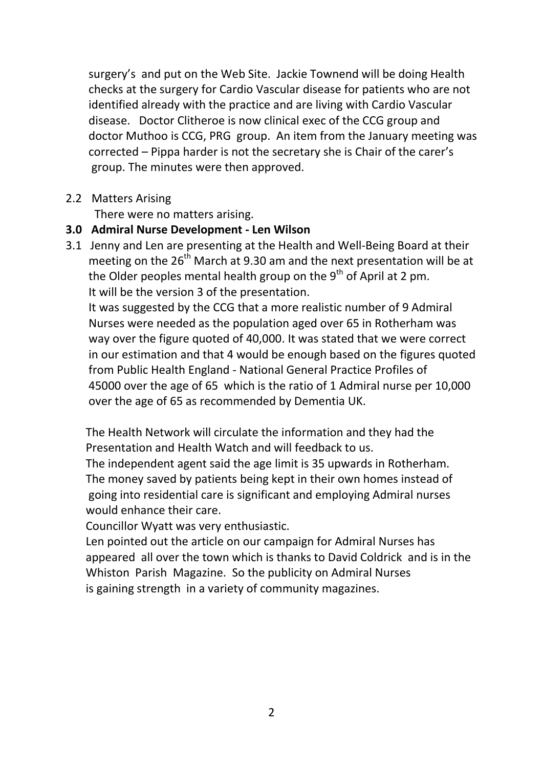surgery's and put on the Web Site. Jackie Townend will be doing Health checks at the surgery for Cardio Vascular disease for patients who are not identified already with the practice and are living with Cardio Vascular disease. Doctor Clitheroe is now clinical exec of the CCG group and doctor Muthoo is CCG, PRG group. An item from the January meeting was corrected – Pippa harder is not the secretary she is Chair of the carer's group. The minutes were then approved.

2.2 Matters Arising

There were no matters arising.

**3.0 Admiral Nurse Development - Len Wilson**

3.1 Jenny and Len are presenting at the Health and Well-Being Board at their meeting on the 26th March at 9.30 am and the next presentation will be at the Older peoples mental health group on the 9th of April at 2 pm. It will be the version 3 of the presentation.

It was suggested by the CCG that a more realistic number of 9 Admiral Nurses were needed as the population aged over 65 in Rotherham was way over the figure quoted of 40,000. It was stated that we were correct in our estimation and that 4 would be enough based on the figures quoted from Public Health England - National General Practice Profiles of 45000 over the age of 65 which is the ratio of 1 Admiral nurse per 10,000 over the age of 65 as recommended by Dementia UK.

The Health Network will circulate the information and they had the Presentation and Health Watch and will feedback to us.

The independent agent said the age limit is 35 upwards in Rotherham.

The money saved by patients being kept in their own homes instead of going into residential care is significant and employing Admiral nurses would enhance their care.

Councillor Wyatt was very enthusiastic.

Len pointed out the article on our campaign for Admiral Nurses has appeared all over the town which is thanks to David Coldrick and is in the Whiston Parish Magazine. So the publicity on Admiral Nurses is gaining strength in a variety of community magazines.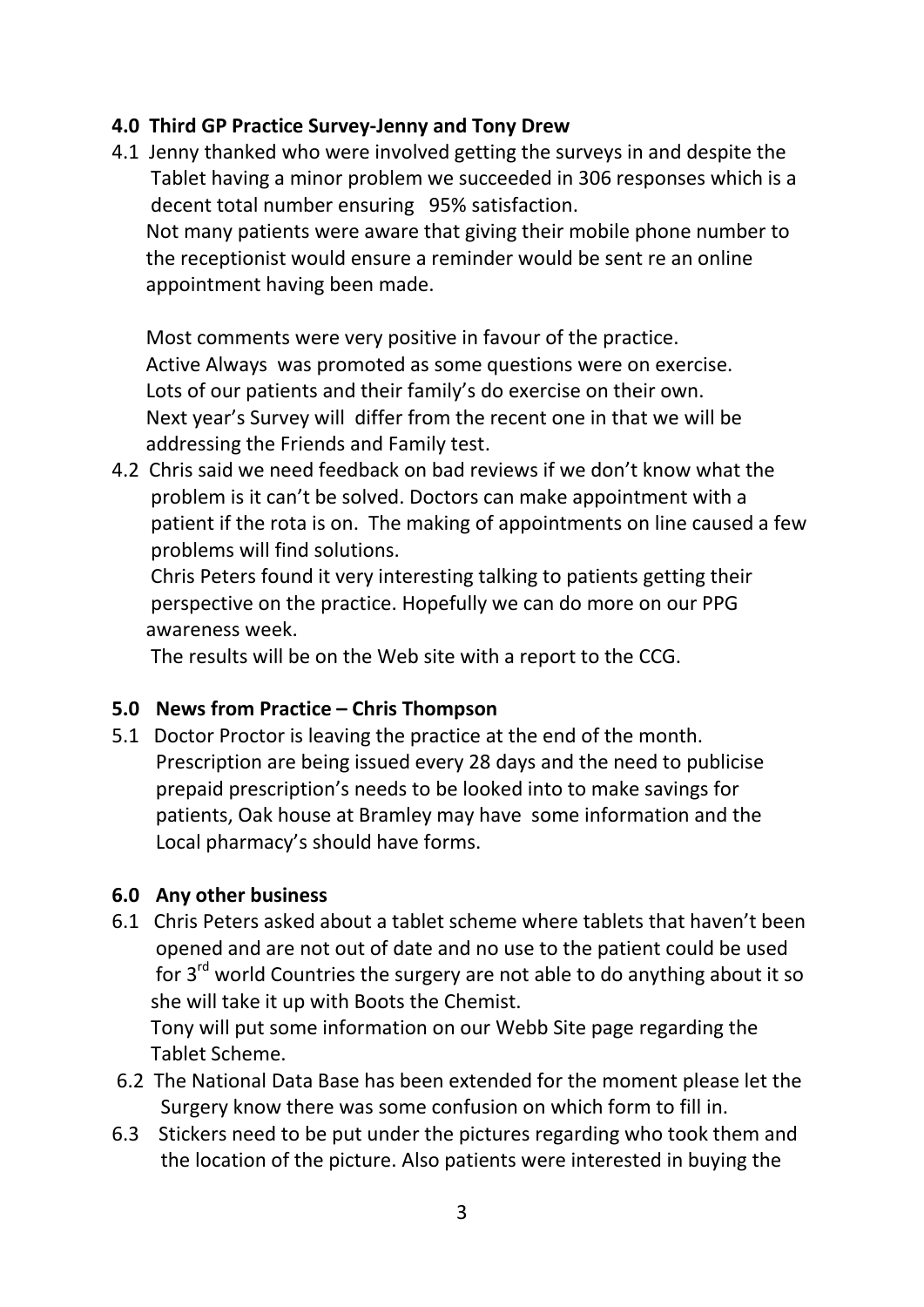**4.0 Third GP Practice Survey-Jenny and Tony Drew**

4.1 Jenny thanked who were involved getting the surveys in and despite the Tablet having a minor problem we succeeded in 306 responses which is a decent total number ensuring 95% satisfaction.
Not many patients were aware that giving their mobile phone number to the receptionist would ensure a reminder would be sent re an online appointment having been made.

Most comments were very positive in favour of the practice.
Active Always was promoted as some questions were on exercise.
Lots of our patients and their family's do exercise on their own.
Next year's Survey will differ from the recent one in that we will be addressing the Friends and Family test.

4.2 Chris said we need feedback on bad reviews if we don't know what the problem is it can't be solved. Doctors can make appointment with a patient if the rota is on. The making of appointments on line caused a few problems will find solutions.
Chris Peters found it very interesting talking to patients getting their perspective on the practice. Hopefully we can do more on our PPG awareness week.
The results will be on the Web site with a report to the CCG.

**5.0 News from Practice – Chris Thompson**

5.1 Doctor Proctor is leaving the practice at the end of the month.
Prescription are being issued every 28 days and the need to publicise prepaid prescription's needs to be looked into to make savings for patients, Oak house at Bramley may have some information and the Local pharmacy's should have forms.

**6.0 Any other business**

6.1 Chris Peters asked about a tablet scheme where tablets that haven't been opened and are not out of date and no use to the patient could be used for 3rd world Countries the surgery are not able to do anything about it so she will take it up with Boots the Chemist.
Tony will put some information on our Webb Site page regarding the Tablet Scheme.

6.2 The National Data Base has been extended for the moment please let the Surgery know there was some confusion on which form to fill in.

6.3 Stickers need to be put under the pictures regarding who took them and the location of the picture. Also patients were interested in buying the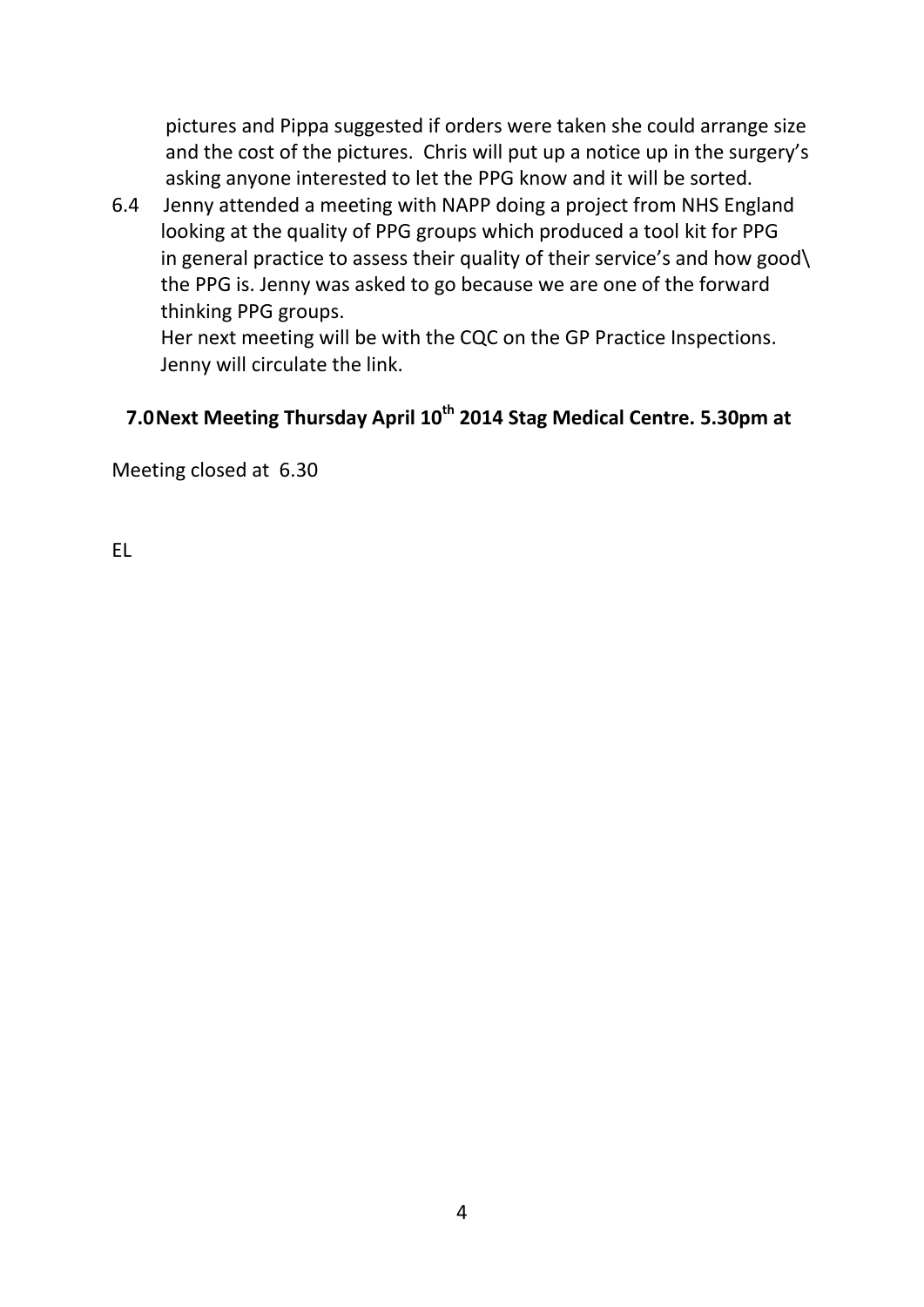pictures and Pippa suggested if orders were taken she could arrange size and the cost of the pictures. Chris will put up a notice up in the surgery's asking anyone interested to let the PPG know and it will be sorted.

6.4 Jenny attended a meeting with NAPP doing a project from NHS England looking at the quality of PPG groups which produced a tool kit for PPG in general practice to assess their quality of their service's and how good\ the PPG is. Jenny was asked to go because we are one of the forward thinking PPG groups.

Her next meeting will be with the CQC on the GP Practice Inspections. Jenny will circulate the link.

**7.0 Next Meeting Thursday April 10th 2014 Stag Medical Centre. 5.30pm at**

Meeting closed at 6.30

EL